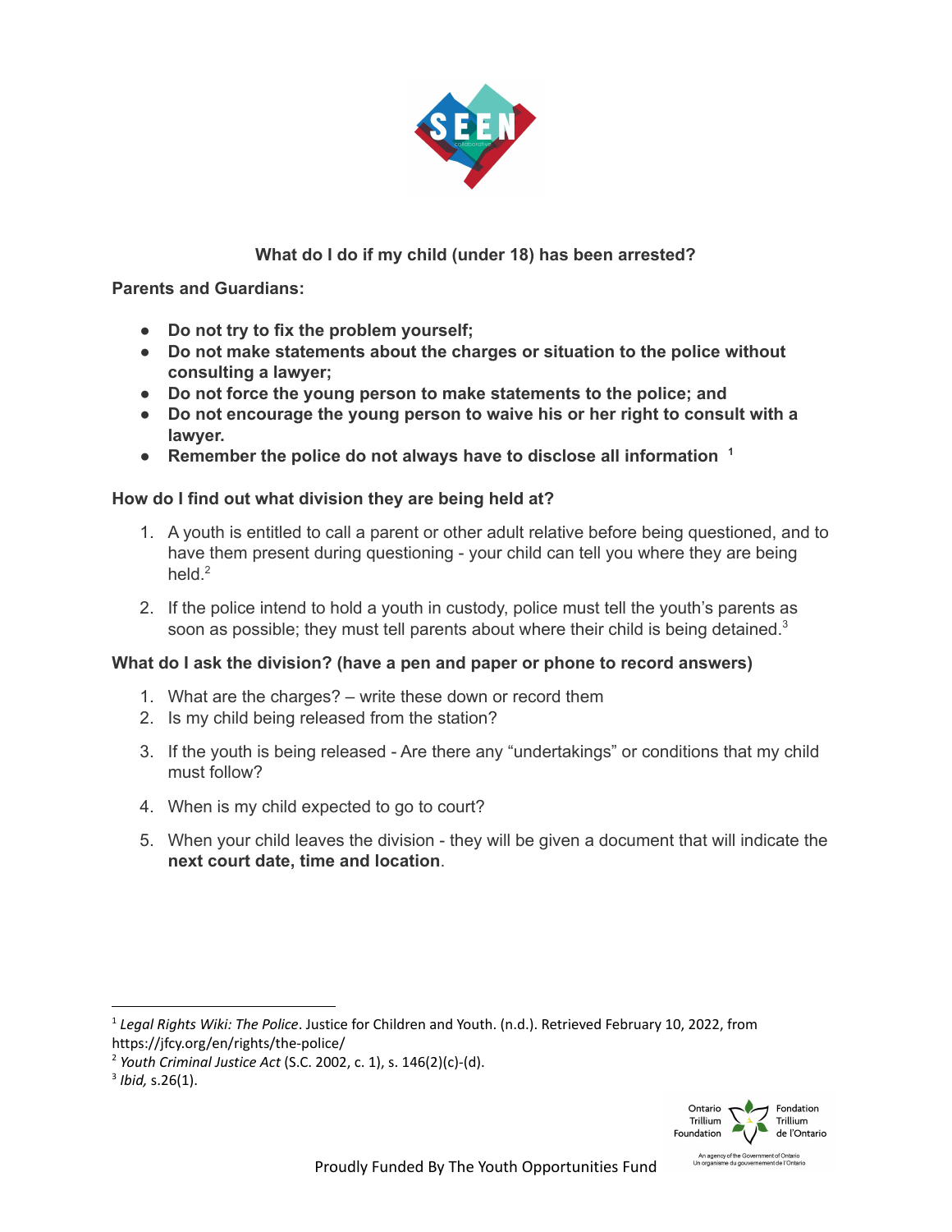SEEN collaborative

## What do I do if my child (under 18) has been arrested?

**Parents and Guardians:**

- **Do not try to fix the problem yourself;**
- **Do not make statements about the charges or situation to the police without consulting a lawyer;**
- **Do not force the young person to make statements to the police; and**
- **Do not encourage the young person to waive his or her right to consult with a lawyer.**
- **Remember the police do not always have to disclose all information** [1]

### How do I find out what division they are being held at?

1. A youth is entitled to call a parent or other adult relative before being questioned, and to have them present during questioning - your child can tell you where they are being held.[2]
2. If the police intend to hold a youth in custody, police must tell the youth's parents as soon as possible; they must tell parents about where their child is being detained.[3]

### What do I ask the division? (have a pen and paper or phone to record answers)

1. What are the charges? – write these down or record them
2. Is my child being released from the station?
3. If the youth is being released - Are there any "undertakings" or conditions that my child must follow?
4. When is my child expected to go to court?
5. When your child leaves the division - they will be given a document that will indicate the **next court date, time and location**.

---

[1] *Legal Rights Wiki: The Police*. Justice for Children and Youth. (n.d.). Retrieved February 10, 2022, from https://jfcy.org/en/rights/the-police/

[2] *Youth Criminal Justice Act* (S.C. 2002, c. 1), s. 146(2)(c)-(d).

[3] *Ibid,* s.26(1).

Proudly Funded By The Youth Opportunities Fund

Ontario Trillium Foundation / Fondation Trillium de l'Ontario — An agency of the Government of Ontario / Un organisme du gouvernement de l'Ontario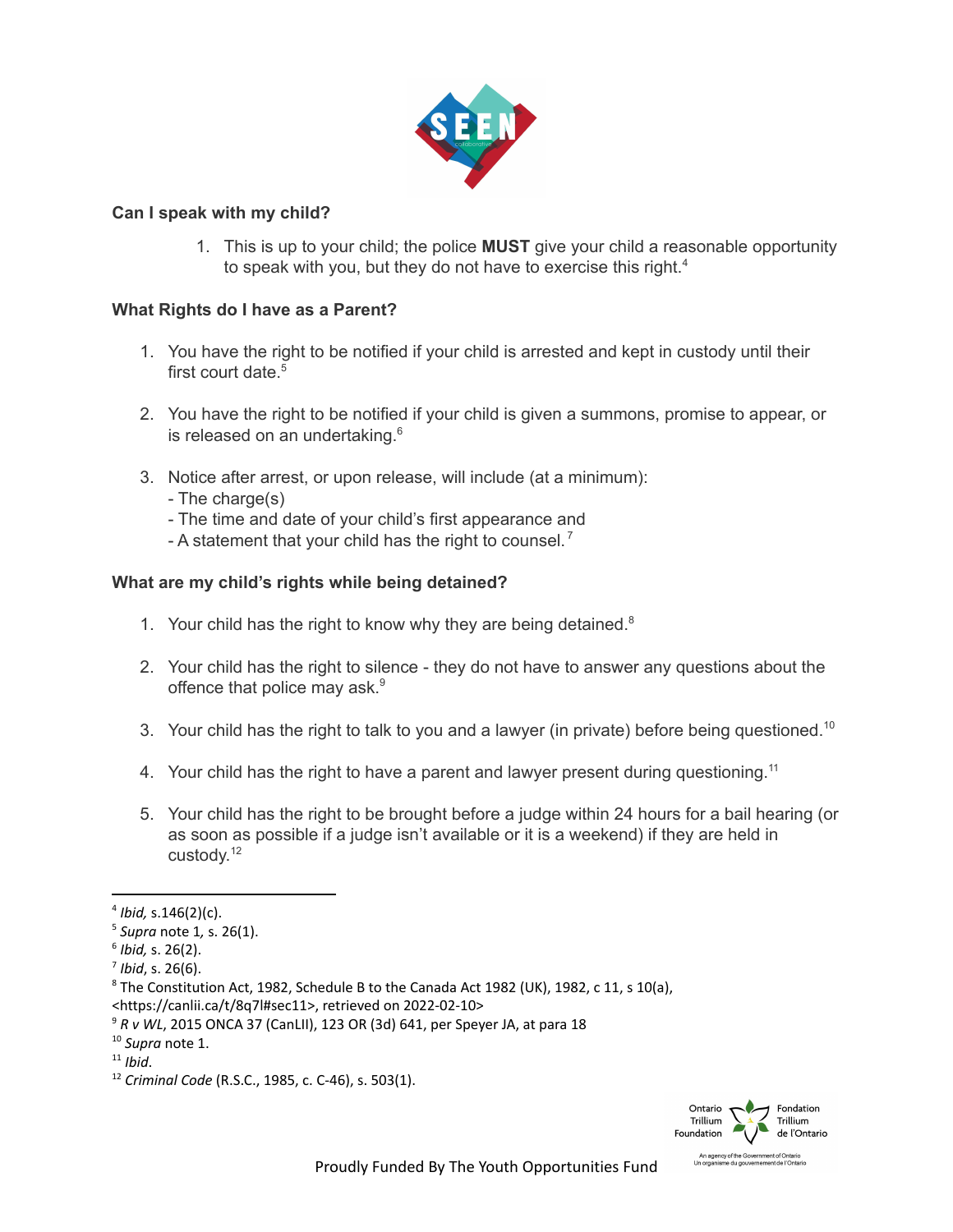### Can I speak with my child?

1. This is up to your child; the police **MUST** give your child a reasonable opportunity to speak with you, but they do not have to exercise this right.[4]

### What Rights do I have as a Parent?

1. You have the right to be notified if your child is arrested and kept in custody until their first court date.[5]

2. You have the right to be notified if your child is given a summons, promise to appear, or is released on an undertaking.[6]

3. Notice after arrest, or upon release, will include (at a minimum):
   - The charge(s)
   - The time and date of your child's first appearance and
   - A statement that your child has the right to counsel.[7]

### What are my child's rights while being detained?

1. Your child has the right to know why they are being detained.[8]

2. Your child has the right to silence - they do not have to answer any questions about the offence that police may ask.[9]

3. Your child has the right to talk to you and a lawyer (in private) before being questioned.[10]

4. Your child has the right to have a parent and lawyer present during questioning.[11]

5. Your child has the right to be brought before a judge within 24 hours for a bail hearing (or as soon as possible if a judge isn't available or it is a weekend) if they are held in custody.[12]

---

[4] *Ibid,* s.146(2)(c).
[5] *Supra* note 1*,* s. 26(1).
[6] *Ibid,* s. 26(2).
[7] *Ibid*, s. 26(6).
[8] The Constitution Act, 1982, Schedule B to the Canada Act 1982 (UK), 1982, c 11, s 10(a), <https://canlii.ca/t/8q7l#sec11>, retrieved on 2022-02-10>
[9] *R v WL*, 2015 ONCA 37 (CanLII), 123 OR (3d) 641, per Speyer JA, at para 18
[10] *Supra* note 1.
[11] *Ibid*.
[12] *Criminal Code* (R.S.C., 1985, c. C-46), s. 503(1).

Proudly Funded By The Youth Opportunities Fund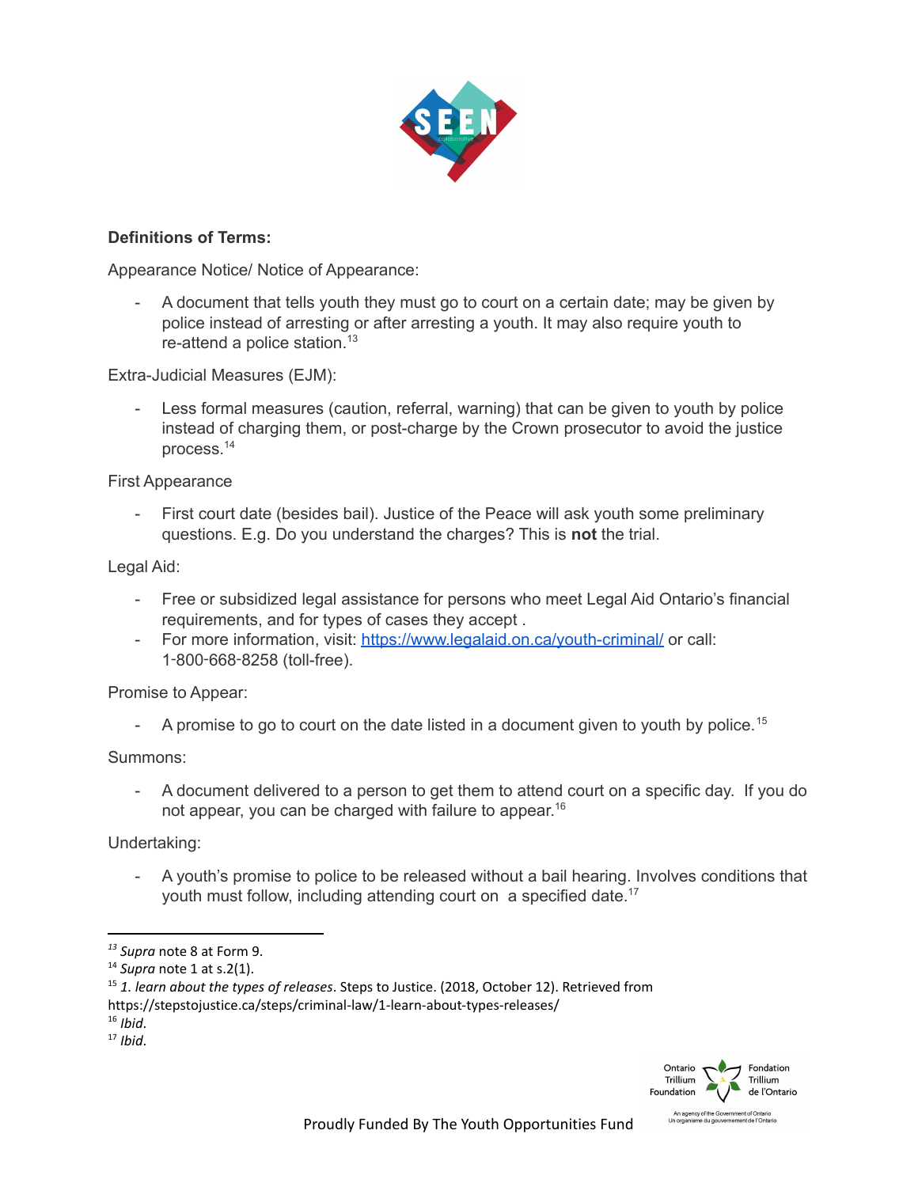**Definitions of Terms:**

Appearance Notice/ Notice of Appearance:

- A document that tells youth they must go to court on a certain date; may be given by police instead of arresting or after arresting a youth. It may also require youth to re-attend a police station.[13]

Extra-Judicial Measures (EJM):

- Less formal measures (caution, referral, warning) that can be given to youth by police instead of charging them, or post-charge by the Crown prosecutor to avoid the justice process.[14]

First Appearance

- First court date (besides bail). Justice of the Peace will ask youth some preliminary questions. E.g. Do you understand the charges? This is **not** the trial.

Legal Aid:

- Free or subsidized legal assistance for persons who meet Legal Aid Ontario's financial requirements, and for types of cases they accept .
- For more information, visit: https://www.legalaid.on.ca/youth-criminal/ or call: 1-800-668-8258 (toll-free).

Promise to Appear:

- A promise to go to court on the date listed in a document given to youth by police.[15]

Summons:

- A document delivered to a person to get them to attend court on a specific day. If you do not appear, you can be charged with failure to appear.[16]

Undertaking:

- A youth's promise to police to be released without a bail hearing. Involves conditions that youth must follow, including attending court on a specified date.[17]

---

[13] *Supra* note 8 at Form 9.
[14] *Supra* note 1 at s.2(1).
[15] *1. learn about the types of releases*. Steps to Justice. (2018, October 12). Retrieved from https://stepstojustice.ca/steps/criminal-law/1-learn-about-types-releases/
[16] *Ibid*.
[17] *Ibid*.

Proudly Funded By The Youth Opportunities Fund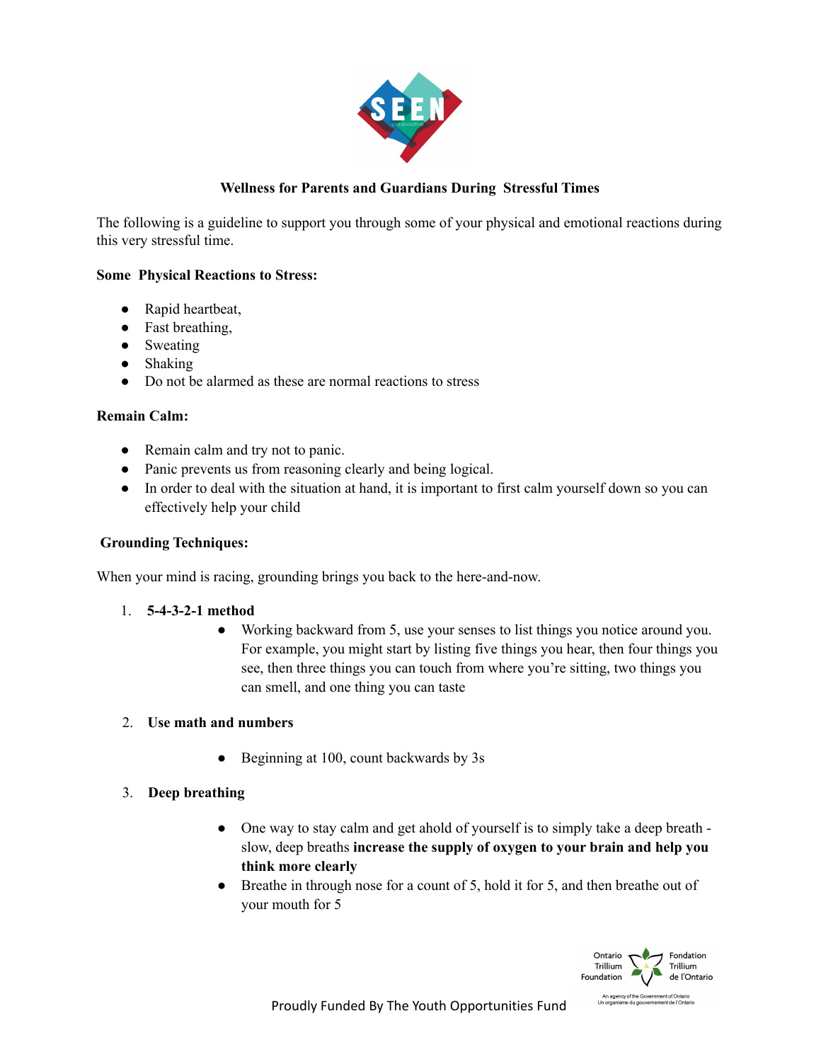**Wellness for Parents and Guardians During Stressful Times**

The following is a guideline to support you through some of your physical and emotional reactions during this very stressful time.

**Some Physical Reactions to Stress:**

- Rapid heartbeat,
- Fast breathing,
- Sweating
- Shaking
- Do not be alarmed as these are normal reactions to stress

**Remain Calm:**

- Remain calm and try not to panic.
- Panic prevents us from reasoning clearly and being logical.
- In order to deal with the situation at hand, it is important to first calm yourself down so you can effectively help your child

**Grounding Techniques:**

When your mind is racing, grounding brings you back to the here-and-now.

1. **5-4-3-2-1 method**
   - Working backward from 5, use your senses to list things you notice around you. For example, you might start by listing five things you hear, then four things you see, then three things you can touch from where you're sitting, two things you can smell, and one thing you can taste

2. **Use math and numbers**
   - Beginning at 100, count backwards by 3s

3. **Deep breathing**
   - One way to stay calm and get ahold of yourself is to simply take a deep breath - slow, deep breaths **increase the supply of oxygen to your brain and help you think more clearly**
   - Breathe in through nose for a count of 5, hold it for 5, and then breathe out of your mouth for 5

Proudly Funded By The Youth Opportunities Fund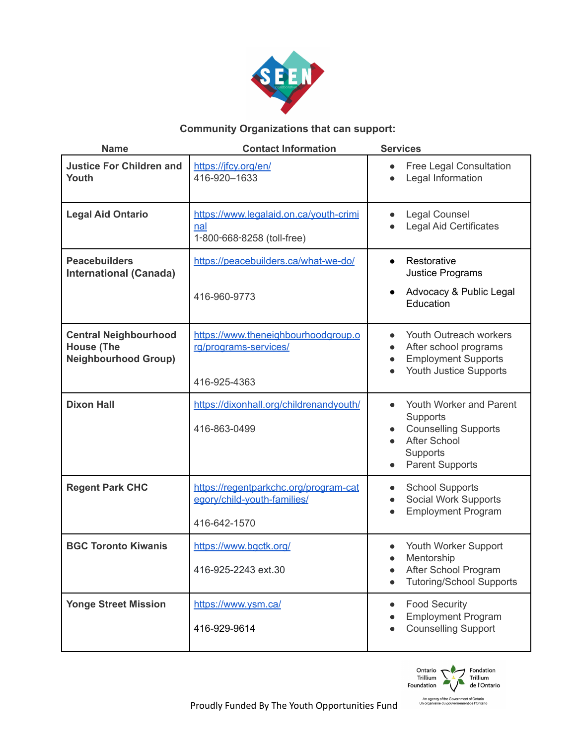**Community Organizations that can support:**

| Name | Contact Information | Services |
|---|---|---|
| **Justice For Children and Youth** | https://jfcy.org/en/ 416-920–1633 | • Free Legal Consultation • Legal Information |
| **Legal Aid Ontario** | https://www.legalaid.on.ca/youth-criminal 1-800-668-8258 (toll-free) | • Legal Counsel • Legal Aid Certificates |
| **Peacebuilders International (Canada)** | https://peacebuilders.ca/what-we-do/ 416-960-9773 | • Restorative Justice Programs • Advocacy & Public Legal Education |
| **Central Neighbourhood House (The Neighbourhood Group)** | https://www.theneighbourhoodgroup.org/programs-services/ 416-925-4363 | • Youth Outreach workers • After school programs • Employment Supports • Youth Justice Supports |
| **Dixon Hall** | https://dixonhall.org/childrenandyouth/ 416-863-0499 | • Youth Worker and Parent Supports • Counselling Supports • After School Supports • Parent Supports |
| **Regent Park CHC** | https://regentparkchc.org/program-category/child-youth-families/ 416-642-1570 | • School Supports • Social Work Supports • Employment Program |
| **BGC Toronto Kiwanis** | https://www.bgctk.org/ 416-925-2243 ext.30 | • Youth Worker Support • Mentorship • After School Program • Tutoring/School Supports |
| **Yonge Street Mission** | https://www.ysm.ca/ 416-929-9614 | • Food Security • Employment Program • Counselling Support |

Proudly Funded By The Youth Opportunities Fund

Ontario Trillium Foundation / Fondation Trillium de l'Ontario
An agency of the Government of Ontario / Un organisme du gouvernement de l'Ontario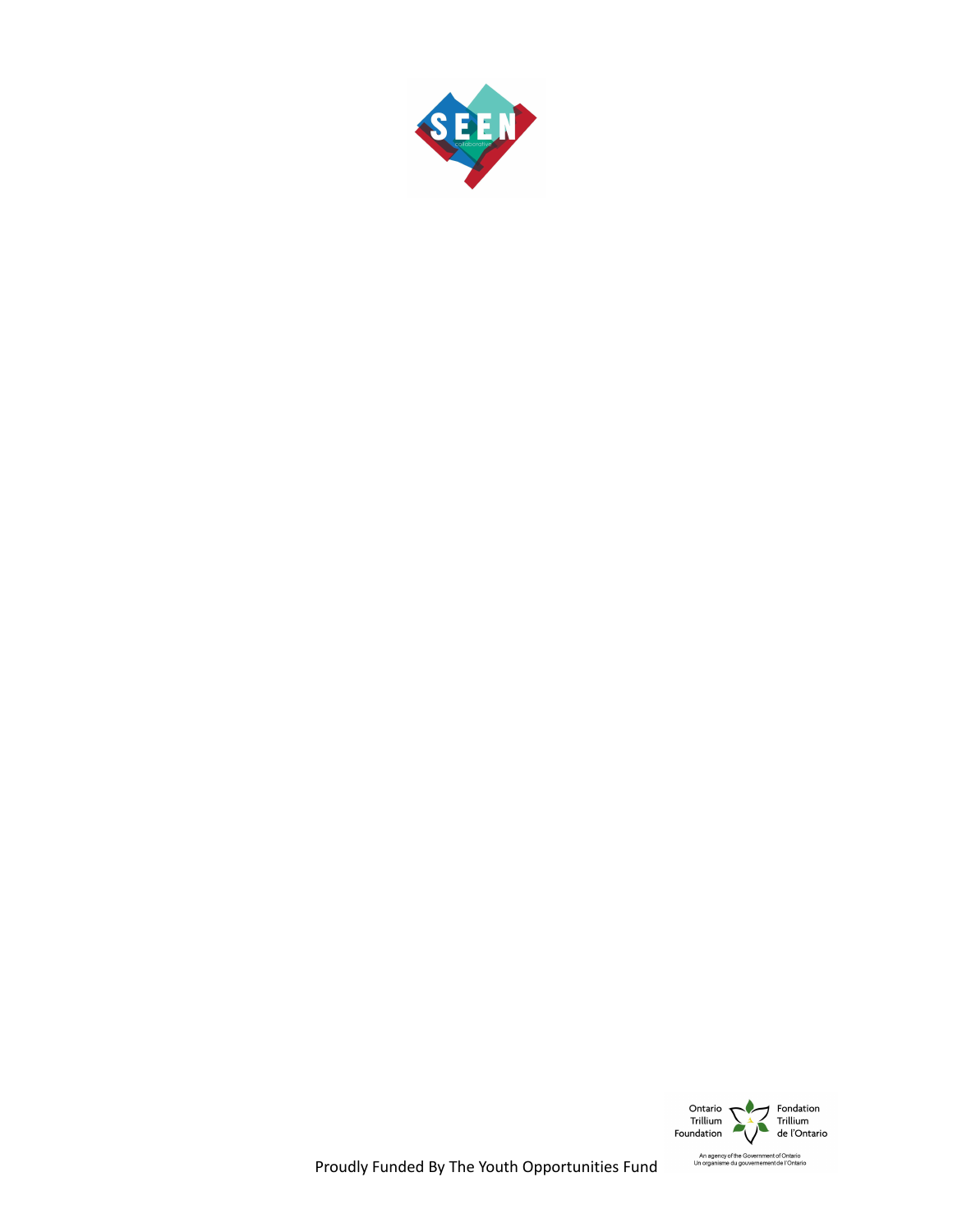Proudly Funded By The Youth Opportunities Fund